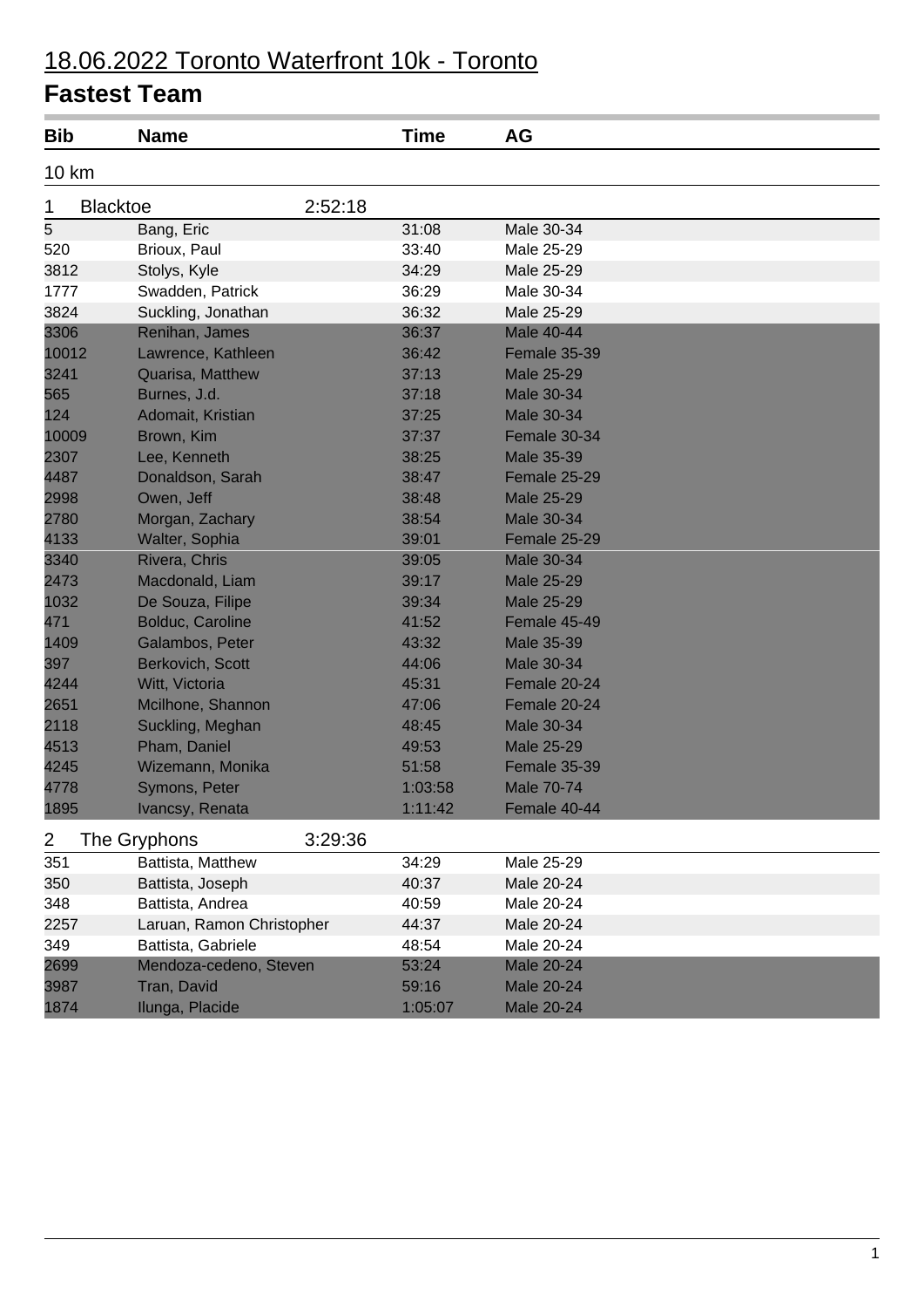# 18.06.2022 Toronto Waterfront 10k - Toronto

## Fastest Team

### 10 km

**1 Blacktoe 2:52:18**

| Bib | Name | Time | AG |
|---|---|---|---|
| 5 | Bang, Eric | 31:08 | Male 30-34 |
| 520 | Brioux, Paul | 33:40 | Male 25-29 |
| 3812 | Stolys, Kyle | 34:29 | Male 25-29 |
| 1777 | Swadden, Patrick | 36:29 | Male 30-34 |
| 3824 | Suckling, Jonathan | 36:32 | Male 25-29 |
| 3306 | Renihan, James | 36:37 | Male 40-44 |
| 10012 | Lawrence, Kathleen | 36:42 | Female 35-39 |
| 3241 | Quarisa, Matthew | 37:13 | Male 25-29 |
| 565 | Burnes, J.d. | 37:18 | Male 30-34 |
| 124 | Adomait, Kristian | 37:25 | Male 30-34 |
| 10009 | Brown, Kim | 37:37 | Female 30-34 |
| 2307 | Lee, Kenneth | 38:25 | Male 35-39 |
| 4487 | Donaldson, Sarah | 38:47 | Female 25-29 |
| 2998 | Owen, Jeff | 38:48 | Male 25-29 |
| 2780 | Morgan, Zachary | 38:54 | Male 30-34 |
| 4133 | Walter, Sophia | 39:01 | Female 25-29 |
| 3340 | Rivera, Chris | 39:05 | Male 30-34 |
| 2473 | Macdonald, Liam | 39:17 | Male 25-29 |
| 1032 | De Souza, Filipe | 39:34 | Male 25-29 |
| 471 | Bolduc, Caroline | 41:52 | Female 45-49 |
| 1409 | Galambos, Peter | 43:32 | Male 35-39 |
| 397 | Berkovich, Scott | 44:06 | Male 30-34 |
| 4244 | Witt, Victoria | 45:31 | Female 20-24 |
| 2651 | Mcilhone, Shannon | 47:06 | Female 20-24 |
| 2118 | Suckling, Meghan | 48:45 | Male 30-34 |
| 4513 | Pham, Daniel | 49:53 | Male 25-29 |
| 4245 | Wizemann, Monika | 51:58 | Female 35-39 |
| 4778 | Symons, Peter | 1:03:58 | Male 70-74 |
| 1895 | Ivancsy, Renata | 1:11:42 | Female 40-44 |

**2 The Gryphons 3:29:36**

| Bib | Name | Time | AG |
|---|---|---|---|
| 351 | Battista, Matthew | 34:29 | Male 25-29 |
| 350 | Battista, Joseph | 40:37 | Male 20-24 |
| 348 | Battista, Andrea | 40:59 | Male 20-24 |
| 2257 | Laruan, Ramon Christopher | 44:37 | Male 20-24 |
| 349 | Battista, Gabriele | 48:54 | Male 20-24 |
| 2699 | Mendoza-cedeno, Steven | 53:24 | Male 20-24 |
| 3987 | Tran, David | 59:16 | Male 20-24 |
| 1874 | Ilunga, Placide | 1:05:07 | Male 20-24 |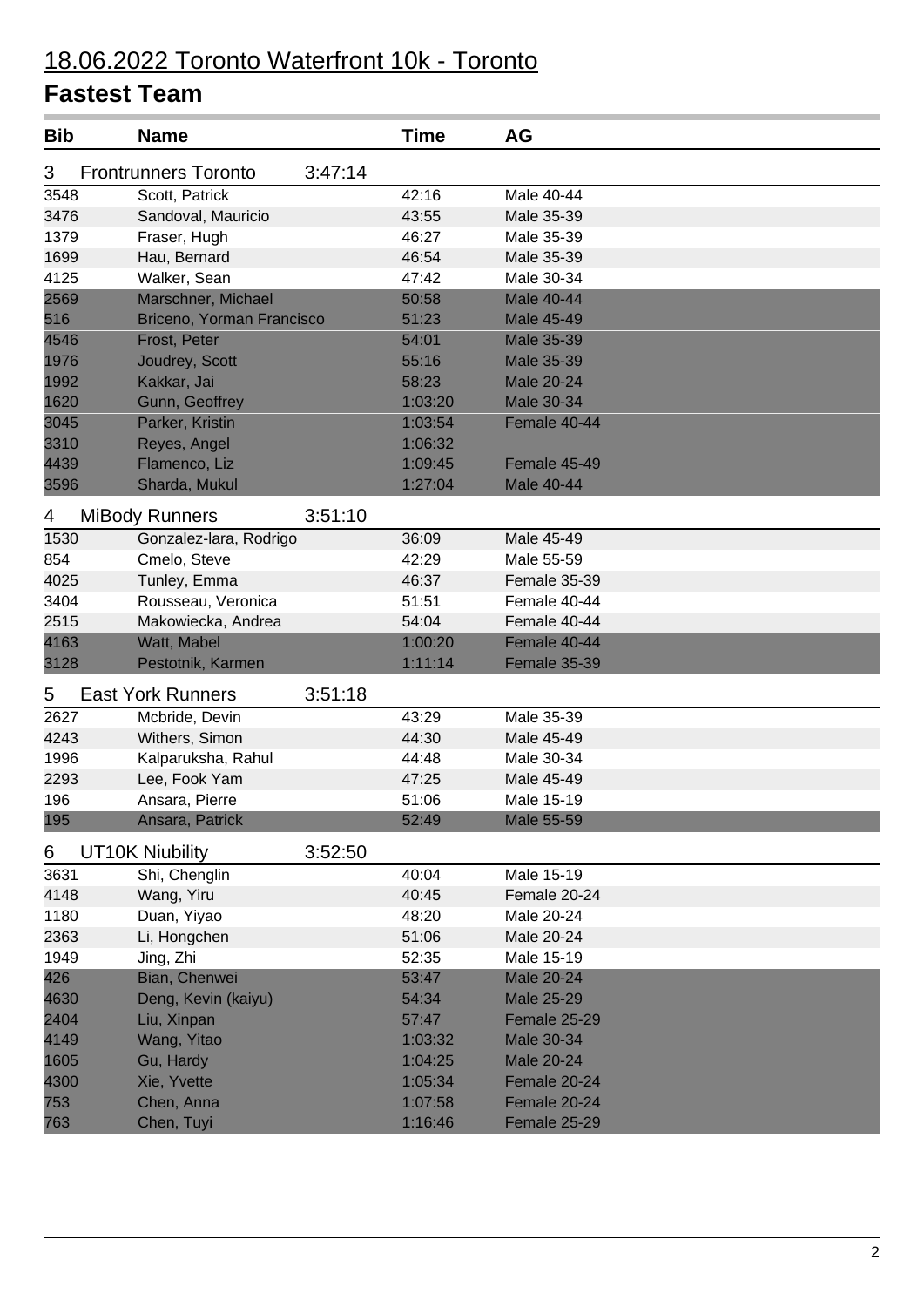# 18.06.2022 Toronto Waterfront 10k - Toronto

## Fastest Team

| Bib | Name | Time | AG |
| --- | --- | --- | --- |
| 3 | Frontrunners Toronto 3:47:14 | | |
| 3548 | Scott, Patrick | 42:16 | Male 40-44 |
| 3476 | Sandoval, Mauricio | 43:55 | Male 35-39 |
| 1379 | Fraser, Hugh | 46:27 | Male 35-39 |
| 1699 | Hau, Bernard | 46:54 | Male 35-39 |
| 4125 | Walker, Sean | 47:42 | Male 30-34 |
| 2569 | Marschner, Michael | 50:58 | Male 40-44 |
| 516 | Briceno, Yorman Francisco | 51:23 | Male 45-49 |
| 4546 | Frost, Peter | 54:01 | Male 35-39 |
| 1976 | Joudrey, Scott | 55:16 | Male 35-39 |
| 1992 | Kakkar, Jai | 58:23 | Male 20-24 |
| 1620 | Gunn, Geoffrey | 1:03:20 | Male 30-34 |
| 3045 | Parker, Kristin | 1:03:54 | Female 40-44 |
| 3310 | Reyes, Angel | 1:06:32 | |
| 4439 | Flamenco, Liz | 1:09:45 | Female 45-49 |
| 3596 | Sharda, Mukul | 1:27:04 | Male 40-44 |
| 4 | MiBody Runners 3:51:10 | | |
| 1530 | Gonzalez-lara, Rodrigo | 36:09 | Male 45-49 |
| 854 | Cmelo, Steve | 42:29 | Male 55-59 |
| 4025 | Tunley, Emma | 46:37 | Female 35-39 |
| 3404 | Rousseau, Veronica | 51:51 | Female 40-44 |
| 2515 | Makowiecka, Andrea | 54:04 | Female 40-44 |
| 4163 | Watt, Mabel | 1:00:20 | Female 40-44 |
| 3128 | Pestotnik, Karmen | 1:11:14 | Female 35-39 |
| 5 | East York Runners 3:51:18 | | |
| 2627 | Mcbride, Devin | 43:29 | Male 35-39 |
| 4243 | Withers, Simon | 44:30 | Male 45-49 |
| 1996 | Kalparuksha, Rahul | 44:48 | Male 30-34 |
| 2293 | Lee, Fook Yam | 47:25 | Male 45-49 |
| 196 | Ansara, Pierre | 51:06 | Male 15-19 |
| 195 | Ansara, Patrick | 52:49 | Male 55-59 |
| 6 | UT10K Niubility 3:52:50 | | |
| 3631 | Shi, Chenglin | 40:04 | Male 15-19 |
| 4148 | Wang, Yiru | 40:45 | Female 20-24 |
| 1180 | Duan, Yiyao | 48:20 | Male 20-24 |
| 2363 | Li, Hongchen | 51:06 | Male 20-24 |
| 1949 | Jing, Zhi | 52:35 | Male 15-19 |
| 426 | Bian, Chenwei | 53:47 | Male 20-24 |
| 4630 | Deng, Kevin (kaiyu) | 54:34 | Male 25-29 |
| 2404 | Liu, Xinpan | 57:47 | Female 25-29 |
| 4149 | Wang, Yitao | 1:03:32 | Male 30-34 |
| 1605 | Gu, Hardy | 1:04:25 | Male 20-24 |
| 4300 | Xie, Yvette | 1:05:34 | Female 20-24 |
| 753 | Chen, Anna | 1:07:58 | Female 20-24 |
| 763 | Chen, Tuyi | 1:16:46 | Female 25-29 |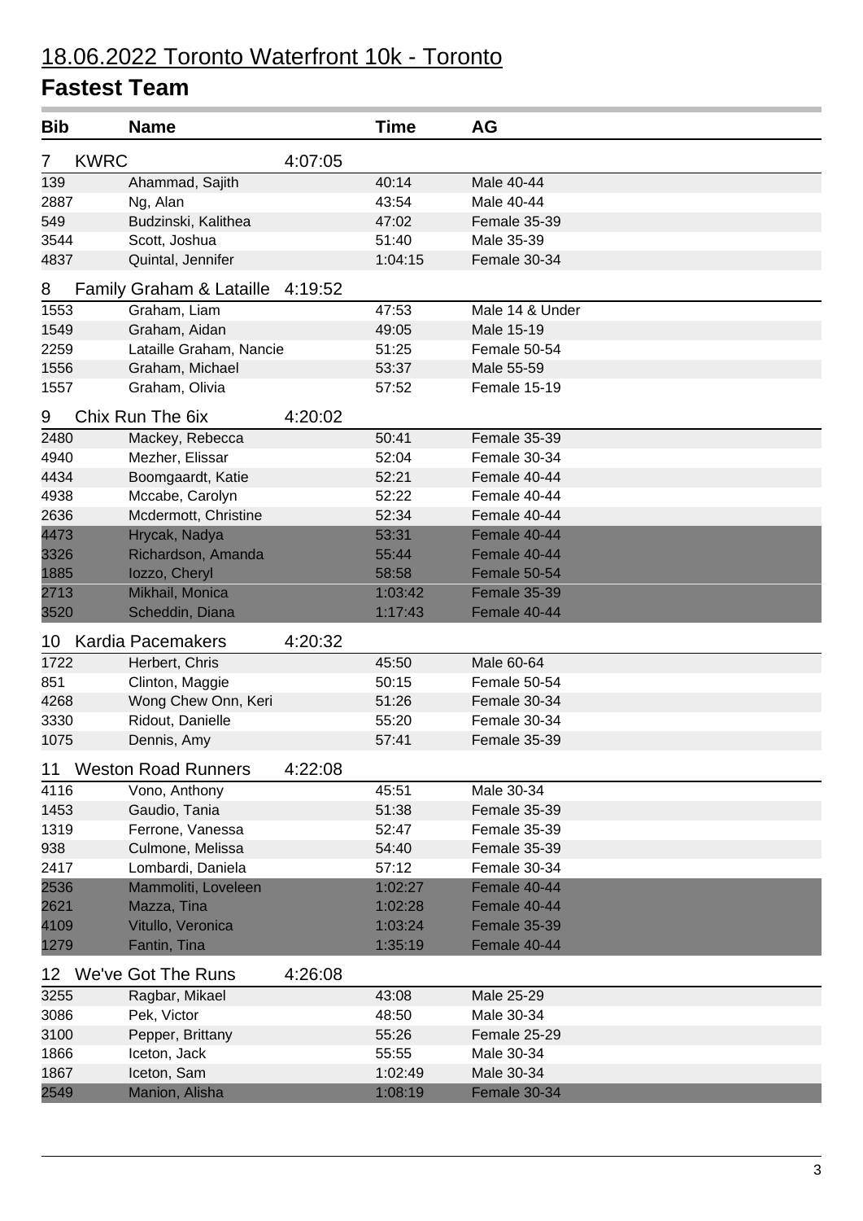## 18.06.2022 Toronto Waterfront 10k - Toronto

# Fastest Team

| Bib | Name | Time | AG |
|---|---|---|---|
| 7 | KWRC | 4:07:05 | |
| 139 | Ahammad, Sajith | 40:14 | Male 40-44 |
| 2887 | Ng, Alan | 43:54 | Male 40-44 |
| 549 | Budzinski, Kalithea | 47:02 | Female 35-39 |
| 3544 | Scott, Joshua | 51:40 | Male 35-39 |
| 4837 | Quintal, Jennifer | 1:04:15 | Female 30-34 |
| 8 | Family Graham & Lataille | 4:19:52 | |
| 1553 | Graham, Liam | 47:53 | Male 14 & Under |
| 1549 | Graham, Aidan | 49:05 | Male 15-19 |
| 2259 | Lataille Graham, Nancie | 51:25 | Female 50-54 |
| 1556 | Graham, Michael | 53:37 | Male 55-59 |
| 1557 | Graham, Olivia | 57:52 | Female 15-19 |
| 9 | Chix Run The 6ix | 4:20:02 | |
| 2480 | Mackey, Rebecca | 50:41 | Female 35-39 |
| 4940 | Mezher, Elissar | 52:04 | Female 30-34 |
| 4434 | Boomgaardt, Katie | 52:21 | Female 40-44 |
| 4938 | Mccabe, Carolyn | 52:22 | Female 40-44 |
| 2636 | Mcdermott, Christine | 52:34 | Female 40-44 |
| 4473 | Hrycak, Nadya | 53:31 | Female 40-44 |
| 3326 | Richardson, Amanda | 55:44 | Female 40-44 |
| 1885 | Iozzo, Cheryl | 58:58 | Female 50-54 |
| 2713 | Mikhail, Monica | 1:03:42 | Female 35-39 |
| 3520 | Scheddin, Diana | 1:17:43 | Female 40-44 |
| 10 | Kardia Pacemakers | 4:20:32 | |
| 1722 | Herbert, Chris | 45:50 | Male 60-64 |
| 851 | Clinton, Maggie | 50:15 | Female 50-54 |
| 4268 | Wong Chew Onn, Keri | 51:26 | Female 30-34 |
| 3330 | Ridout, Danielle | 55:20 | Female 30-34 |
| 1075 | Dennis, Amy | 57:41 | Female 35-39 |
| 11 | Weston Road Runners | 4:22:08 | |
| 4116 | Vono, Anthony | 45:51 | Male 30-34 |
| 1453 | Gaudio, Tania | 51:38 | Female 35-39 |
| 1319 | Ferrone, Vanessa | 52:47 | Female 35-39 |
| 938 | Culmone, Melissa | 54:40 | Female 35-39 |
| 2417 | Lombardi, Daniela | 57:12 | Female 30-34 |
| 2536 | Mammoliti, Loveleen | 1:02:27 | Female 40-44 |
| 2621 | Mazza, Tina | 1:02:28 | Female 40-44 |
| 4109 | Vitullo, Veronica | 1:03:24 | Female 35-39 |
| 1279 | Fantin, Tina | 1:35:19 | Female 40-44 |
| 12 | We've Got The Runs | 4:26:08 | |
| 3255 | Ragbar, Mikael | 43:08 | Male 25-29 |
| 3086 | Pek, Victor | 48:50 | Male 30-34 |
| 3100 | Pepper, Brittany | 55:26 | Female 25-29 |
| 1866 | Iceton, Jack | 55:55 | Male 30-34 |
| 1867 | Iceton, Sam | 1:02:49 | Male 30-34 |
| 2549 | Manion, Alisha | 1:08:19 | Female 30-34 |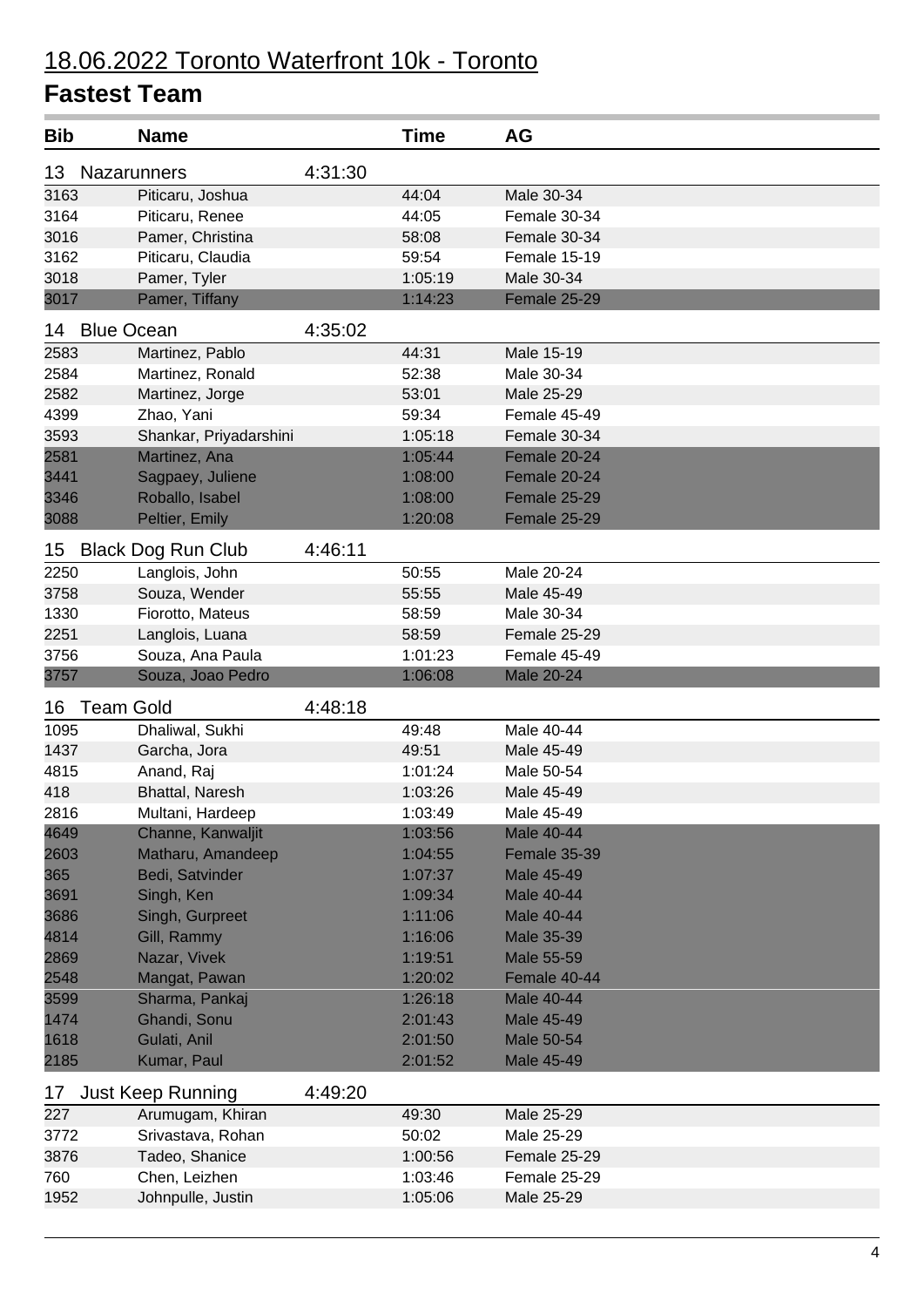# 18.06.2022 Toronto Waterfront 10k - Toronto

## Fastest Team

| Bib | Name | | Time | AG |
|---|---|---|---|---|
| 13 | Nazarunners | 4:31:30 | | |
| 3163 | Piticaru, Joshua | | 44:04 | Male 30-34 |
| 3164 | Piticaru, Renee | | 44:05 | Female 30-34 |
| 3016 | Pamer, Christina | | 58:08 | Female 30-34 |
| 3162 | Piticaru, Claudia | | 59:54 | Female 15-19 |
| 3018 | Pamer, Tyler | | 1:05:19 | Male 30-34 |
| 3017 | Pamer, Tiffany | | 1:14:23 | Female 25-29 |
| 14 | Blue Ocean | 4:35:02 | | |
| 2583 | Martinez, Pablo | | 44:31 | Male 15-19 |
| 2584 | Martinez, Ronald | | 52:38 | Male 30-34 |
| 2582 | Martinez, Jorge | | 53:01 | Male 25-29 |
| 4399 | Zhao, Yani | | 59:34 | Female 45-49 |
| 3593 | Shankar, Priyadarshini | | 1:05:18 | Female 30-34 |
| 2581 | Martinez, Ana | | 1:05:44 | Female 20-24 |
| 3441 | Sagpaey, Juliene | | 1:08:00 | Female 20-24 |
| 3346 | Roballo, Isabel | | 1:08:00 | Female 25-29 |
| 3088 | Peltier, Emily | | 1:20:08 | Female 25-29 |
| 15 | Black Dog Run Club | 4:46:11 | | |
| 2250 | Langlois, John | | 50:55 | Male 20-24 |
| 3758 | Souza, Wender | | 55:55 | Male 45-49 |
| 1330 | Fiorotto, Mateus | | 58:59 | Male 30-34 |
| 2251 | Langlois, Luana | | 58:59 | Female 25-29 |
| 3756 | Souza, Ana Paula | | 1:01:23 | Female 45-49 |
| 3757 | Souza, Joao Pedro | | 1:06:08 | Male 20-24 |
| 16 | Team Gold | 4:48:18 | | |
| 1095 | Dhaliwal, Sukhi | | 49:48 | Male 40-44 |
| 1437 | Garcha, Jora | | 49:51 | Male 45-49 |
| 4815 | Anand, Raj | | 1:01:24 | Male 50-54 |
| 418 | Bhattal, Naresh | | 1:03:26 | Male 45-49 |
| 2816 | Multani, Hardeep | | 1:03:49 | Male 45-49 |
| 4649 | Channe, Kanwaljit | | 1:03:56 | Male 40-44 |
| 2603 | Matharu, Amandeep | | 1:04:55 | Female 35-39 |
| 365 | Bedi, Satvinder | | 1:07:37 | Male 45-49 |
| 3691 | Singh, Ken | | 1:09:34 | Male 40-44 |
| 3686 | Singh, Gurpreet | | 1:11:06 | Male 40-44 |
| 4814 | Gill, Rammy | | 1:16:06 | Male 35-39 |
| 2869 | Nazar, Vivek | | 1:19:51 | Male 55-59 |
| 2548 | Mangat, Pawan | | 1:20:02 | Female 40-44 |
| 3599 | Sharma, Pankaj | | 1:26:18 | Male 40-44 |
| 1474 | Ghandi, Sonu | | 2:01:43 | Male 45-49 |
| 1618 | Gulati, Anil | | 2:01:50 | Male 50-54 |
| 2185 | Kumar, Paul | | 2:01:52 | Male 45-49 |
| 17 | Just Keep Running | 4:49:20 | | |
| 227 | Arumugam, Khiran | | 49:30 | Male 25-29 |
| 3772 | Srivastava, Rohan | | 50:02 | Male 25-29 |
| 3876 | Tadeo, Shanice | | 1:00:56 | Female 25-29 |
| 760 | Chen, Leizhen | | 1:03:46 | Female 25-29 |
| 1952 | Johnpulle, Justin | | 1:05:06 | Male 25-29 |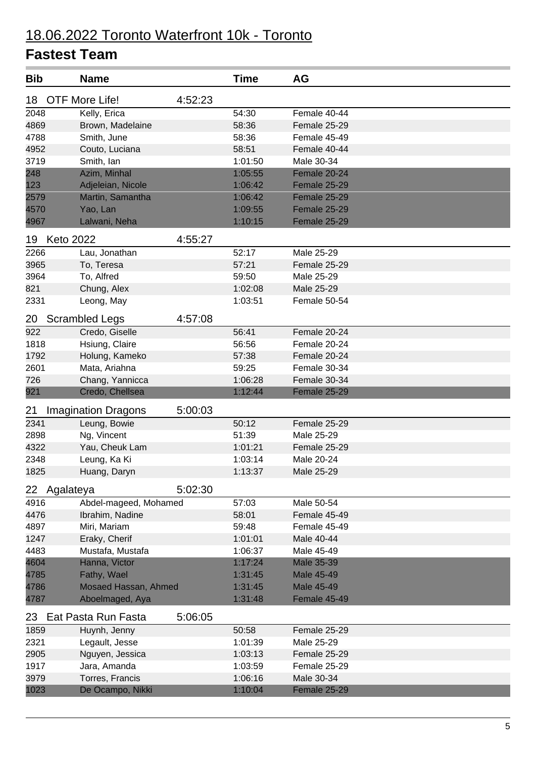# 18.06.2022 Toronto Waterfront 10k - Toronto

## Fastest Team

| Bib | Name | Time | AG |
| --- | --- | --- | --- |
| **18** | **OTF More Life! 4:52:23** | | |
| 2048 | Kelly, Erica | 54:30 | Female 40-44 |
| 4869 | Brown, Madelaine | 58:36 | Female 25-29 |
| 4788 | Smith, June | 58:36 | Female 45-49 |
| 4952 | Couto, Luciana | 58:51 | Female 40-44 |
| 3719 | Smith, Ian | 1:01:50 | Male 30-34 |
| 248 | Azim, Minhal | 1:05:55 | Female 20-24 |
| 123 | Adjeleian, Nicole | 1:06:42 | Female 25-29 |
| 2579 | Martin, Samantha | 1:06:42 | Female 25-29 |
| 4570 | Yao, Lan | 1:09:55 | Female 25-29 |
| 4967 | Lalwani, Neha | 1:10:15 | Female 25-29 |
| **19** | **Keto 2022 4:55:27** | | |
| 2266 | Lau, Jonathan | 52:17 | Male 25-29 |
| 3965 | To, Teresa | 57:21 | Female 25-29 |
| 3964 | To, Alfred | 59:50 | Male 25-29 |
| 821 | Chung, Alex | 1:02:08 | Male 25-29 |
| 2331 | Leong, May | 1:03:51 | Female 50-54 |
| **20** | **Scrambled Legs 4:57:08** | | |
| 922 | Credo, Giselle | 56:41 | Female 20-24 |
| 1818 | Hsiung, Claire | 56:56 | Female 20-24 |
| 1792 | Holung, Kameko | 57:38 | Female 20-24 |
| 2601 | Mata, Ariahna | 59:25 | Female 30-34 |
| 726 | Chang, Yannicca | 1:06:28 | Female 30-34 |
| 921 | Credo, Chellsea | 1:12:44 | Female 25-29 |
| **21** | **Imagination Dragons 5:00:03** | | |
| 2341 | Leung, Bowie | 50:12 | Female 25-29 |
| 2898 | Ng, Vincent | 51:39 | Male 25-29 |
| 4322 | Yau, Cheuk Lam | 1:01:21 | Female 25-29 |
| 2348 | Leung, Ka Ki | 1:03:14 | Male 20-24 |
| 1825 | Huang, Daryn | 1:13:37 | Male 25-29 |
| **22** | **Agalateya 5:02:30** | | |
| 4916 | Abdel-mageed, Mohamed | 57:03 | Male 50-54 |
| 4476 | Ibrahim, Nadine | 58:01 | Female 45-49 |
| 4897 | Miri, Mariam | 59:48 | Female 45-49 |
| 1247 | Eraky, Cherif | 1:01:01 | Male 40-44 |
| 4483 | Mustafa, Mustafa | 1:06:37 | Male 45-49 |
| 4604 | Hanna, Victor | 1:17:24 | Male 35-39 |
| 4785 | Fathy, Wael | 1:31:45 | Male 45-49 |
| 4786 | Mosaed Hassan, Ahmed | 1:31:45 | Male 45-49 |
| 4787 | Aboelmaged, Aya | 1:31:48 | Female 45-49 |
| **23** | **Eat Pasta Run Fasta 5:06:05** | | |
| 1859 | Huynh, Jenny | 50:58 | Female 25-29 |
| 2321 | Legault, Jesse | 1:01:39 | Male 25-29 |
| 2905 | Nguyen, Jessica | 1:03:13 | Female 25-29 |
| 1917 | Jara, Amanda | 1:03:59 | Female 25-29 |
| 3979 | Torres, Francis | 1:06:16 | Male 30-34 |
| 1023 | De Ocampo, Nikki | 1:10:04 | Female 25-29 |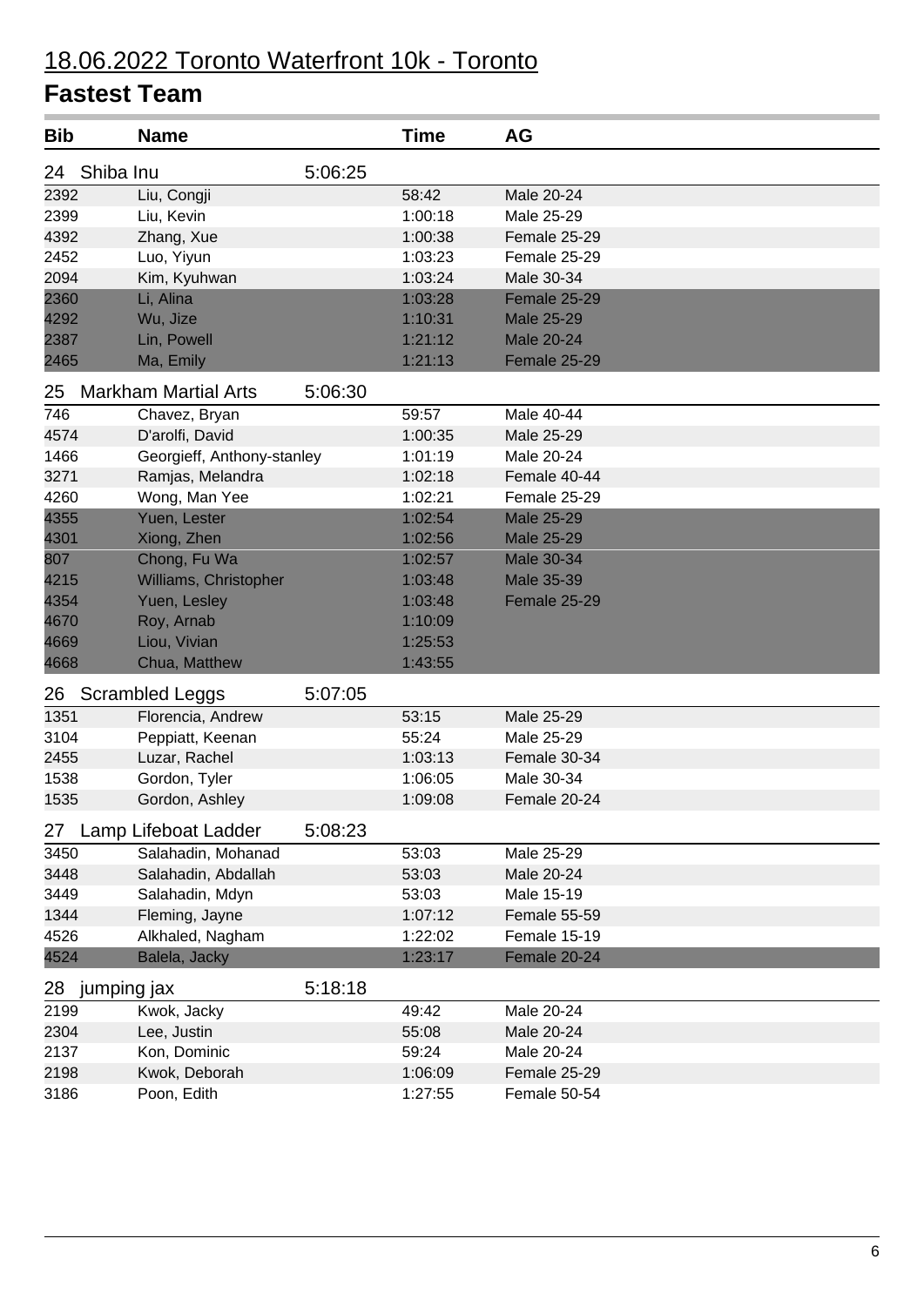# 18.06.2022 Toronto Waterfront 10k - Toronto

## Fastest Team

| Bib | Name | | Time | AG |
|---|---|---|---|---|
| 24 | Shiba Inu | 5:06:25 | | |
| 2392 | Liu, Congji | | 58:42 | Male 20-24 |
| 2399 | Liu, Kevin | | 1:00:18 | Male 25-29 |
| 4392 | Zhang, Xue | | 1:00:38 | Female 25-29 |
| 2452 | Luo, Yiyun | | 1:03:23 | Female 25-29 |
| 2094 | Kim, Kyuhwan | | 1:03:24 | Male 30-34 |
| 2360 | Li, Alina | | 1:03:28 | Female 25-29 |
| 4292 | Wu, Jize | | 1:10:31 | Male 25-29 |
| 2387 | Lin, Powell | | 1:21:12 | Male 20-24 |
| 2465 | Ma, Emily | | 1:21:13 | Female 25-29 |
| 25 | Markham Martial Arts | 5:06:30 | | |
| 746 | Chavez, Bryan | | 59:57 | Male 40-44 |
| 4574 | D'arolfi, David | | 1:00:35 | Male 25-29 |
| 1466 | Georgieff, Anthony-stanley | | 1:01:19 | Male 20-24 |
| 3271 | Ramjas, Melandra | | 1:02:18 | Female 40-44 |
| 4260 | Wong, Man Yee | | 1:02:21 | Female 25-29 |
| 4355 | Yuen, Lester | | 1:02:54 | Male 25-29 |
| 4301 | Xiong, Zhen | | 1:02:56 | Male 25-29 |
| 807 | Chong, Fu Wa | | 1:02:57 | Male 30-34 |
| 4215 | Williams, Christopher | | 1:03:48 | Male 35-39 |
| 4354 | Yuen, Lesley | | 1:03:48 | Female 25-29 |
| 4670 | Roy, Arnab | | 1:10:09 | |
| 4669 | Liou, Vivian | | 1:25:53 | |
| 4668 | Chua, Matthew | | 1:43:55 | |
| 26 | Scrambled Leggs | 5:07:05 | | |
| 1351 | Florencia, Andrew | | 53:15 | Male 25-29 |
| 3104 | Peppiatt, Keenan | | 55:24 | Male 25-29 |
| 2455 | Luzar, Rachel | | 1:03:13 | Female 30-34 |
| 1538 | Gordon, Tyler | | 1:06:05 | Male 30-34 |
| 1535 | Gordon, Ashley | | 1:09:08 | Female 20-24 |
| 27 | Lamp Lifeboat Ladder | 5:08:23 | | |
| 3450 | Salahadin, Mohanad | | 53:03 | Male 25-29 |
| 3448 | Salahadin, Abdallah | | 53:03 | Male 20-24 |
| 3449 | Salahadin, Mdyn | | 53:03 | Male 15-19 |
| 1344 | Fleming, Jayne | | 1:07:12 | Female 55-59 |
| 4526 | Alkhaled, Nagham | | 1:22:02 | Female 15-19 |
| 4524 | Balela, Jacky | | 1:23:17 | Female 20-24 |
| 28 | jumping jax | 5:18:18 | | |
| 2199 | Kwok, Jacky | | 49:42 | Male 20-24 |
| 2304 | Lee, Justin | | 55:08 | Male 20-24 |
| 2137 | Kon, Dominic | | 59:24 | Male 20-24 |
| 2198 | Kwok, Deborah | | 1:06:09 | Female 25-29 |
| 3186 | Poon, Edith | | 1:27:55 | Female 50-54 |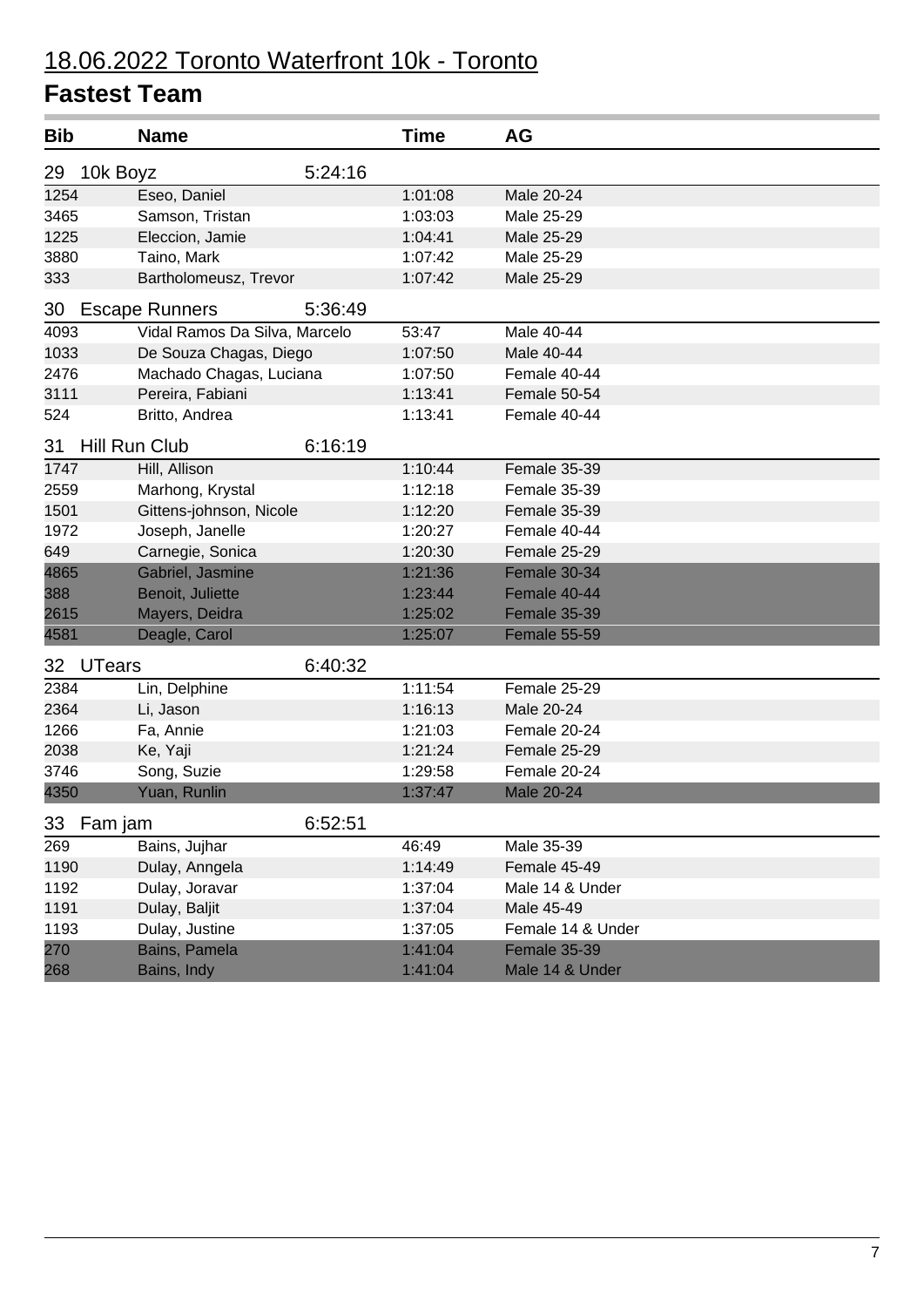# 18.06.2022 Toronto Waterfront 10k - Toronto

## Fastest Team

| Bib | Name | Time | AG |
|---|---|---|---|
| 29 | 10k Boyz | 5:24:16 | |
| 1254 | Eseo, Daniel | 1:01:08 | Male 20-24 |
| 3465 | Samson, Tristan | 1:03:03 | Male 25-29 |
| 1225 | Eleccion, Jamie | 1:04:41 | Male 25-29 |
| 3880 | Taino, Mark | 1:07:42 | Male 25-29 |
| 333 | Bartholomeusz, Trevor | 1:07:42 | Male 25-29 |
| 30 | Escape Runners | 5:36:49 | |
| 4093 | Vidal Ramos Da Silva, Marcelo | 53:47 | Male 40-44 |
| 1033 | De Souza Chagas, Diego | 1:07:50 | Male 40-44 |
| 2476 | Machado Chagas, Luciana | 1:07:50 | Female 40-44 |
| 3111 | Pereira, Fabiani | 1:13:41 | Female 50-54 |
| 524 | Britto, Andrea | 1:13:41 | Female 40-44 |
| 31 | Hill Run Club | 6:16:19 | |
| 1747 | Hill, Allison | 1:10:44 | Female 35-39 |
| 2559 | Marhong, Krystal | 1:12:18 | Female 35-39 |
| 1501 | Gittens-johnson, Nicole | 1:12:20 | Female 35-39 |
| 1972 | Joseph, Janelle | 1:20:27 | Female 40-44 |
| 649 | Carnegie, Sonica | 1:20:30 | Female 25-29 |
| 4865 | Gabriel, Jasmine | 1:21:36 | Female 30-34 |
| 388 | Benoit, Juliette | 1:23:44 | Female 40-44 |
| 2615 | Mayers, Deidra | 1:25:02 | Female 35-39 |
| 4581 | Deagle, Carol | 1:25:07 | Female 55-59 |
| 32 | UTears | 6:40:32 | |
| 2384 | Lin, Delphine | 1:11:54 | Female 25-29 |
| 2364 | Li, Jason | 1:16:13 | Male 20-24 |
| 1266 | Fa, Annie | 1:21:03 | Female 20-24 |
| 2038 | Ke, Yaji | 1:21:24 | Female 25-29 |
| 3746 | Song, Suzie | 1:29:58 | Female 20-24 |
| 4350 | Yuan, Runlin | 1:37:47 | Male 20-24 |
| 33 | Fam jam | 6:52:51 | |
| 269 | Bains, Jujhar | 46:49 | Male 35-39 |
| 1190 | Dulay, Anngela | 1:14:49 | Female 45-49 |
| 1192 | Dulay, Joravar | 1:37:04 | Male 14 & Under |
| 1191 | Dulay, Baljit | 1:37:04 | Male 45-49 |
| 1193 | Dulay, Justine | 1:37:05 | Female 14 & Under |
| 270 | Bains, Pamela | 1:41:04 | Female 35-39 |
| 268 | Bains, Indy | 1:41:04 | Male 14 & Under |